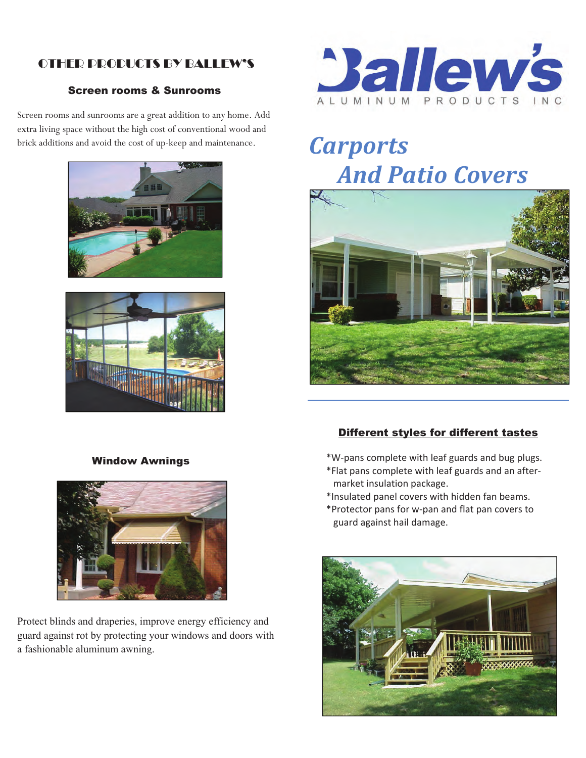# Ballew's

ALUMINUM PRODUCTS INC

# *Carports And Patio Covers*

## Different styles for different tastes

*W-pans complete with leaf guards and bug plugs.
*Flat pans complete with leaf guards and an after-market insulation package.
*Insulated panel covers with hidden fan beams.
*Protector pans for w-pan and flat pan covers to guard against hail damage.

## OTHER PRODUCTS BY BALLEW'S

### Screen rooms & Sunrooms

Screen rooms and sunrooms are a great addition to any home. Add extra living space without the high cost of conventional wood and brick additions and avoid the cost of up-keep and maintenance.

### Window Awnings

Protect blinds and draperies, improve energy efficiency and guard against rot by protecting your windows and doors with a fashionable aluminum awning.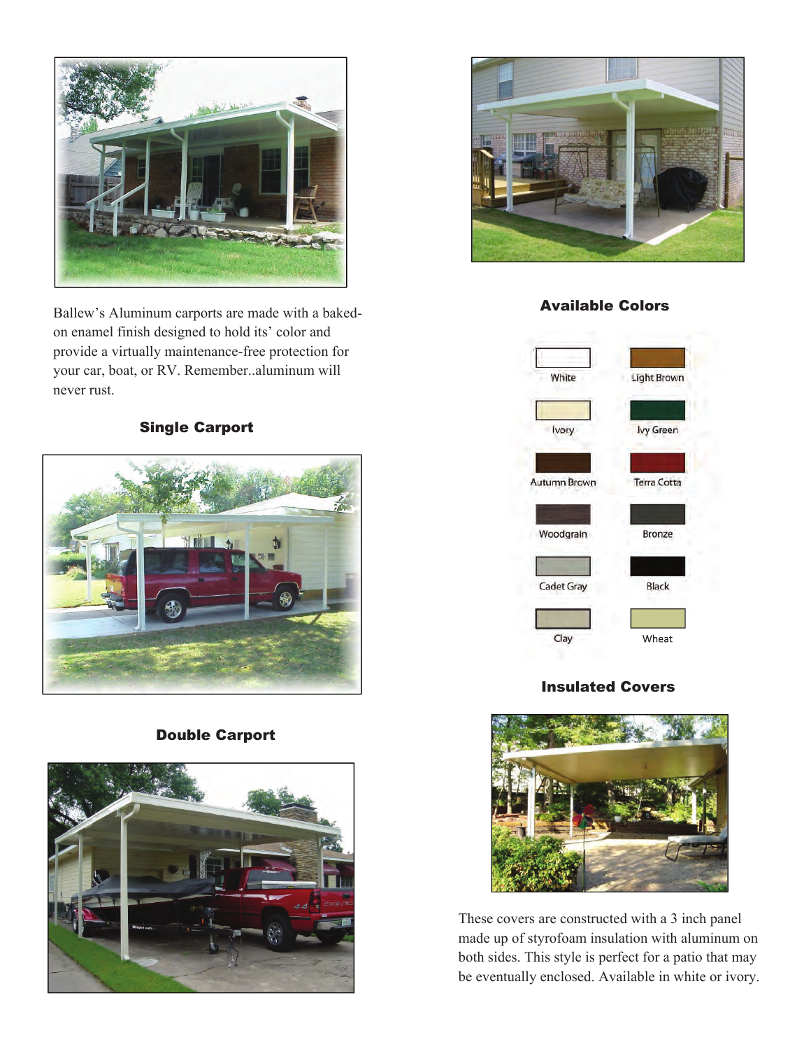Ballew's Aluminum carports are made with a baked-on enamel finish designed to hold its' color and provide a virtually maintenance-free protection for your car, boat, or RV. Remember..aluminum will never rust.

## Single Carport

## Double Carport

## Available Colors

White
Light Brown
Ivory
Ivy Green
Autumn Brown
Terra Cotta
Woodgrain
Bronze
Cadet Gray
Black
Clay
Wheat

## Insulated Covers

These covers are constructed with a 3 inch panel made up of styrofoam insulation with aluminum on both sides. This style is perfect for a patio that may be eventually enclosed. Available in white or ivory.